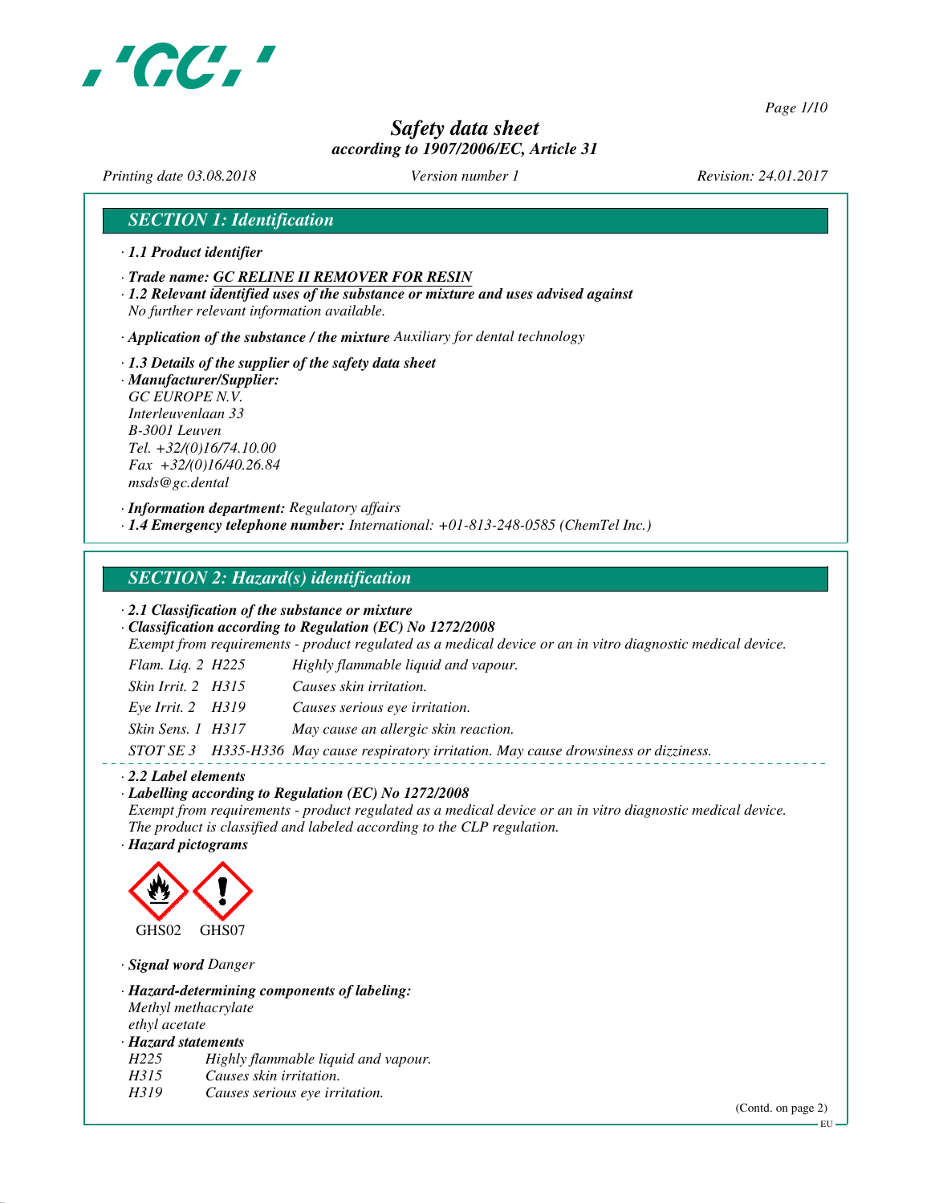# Safety data sheet
*according to 1907/2006/EC, Article 31*

*Printing date 03.08.2018* *Version number 1* *Revision: 24.01.2017*

## SECTION 1: Identification

· **1.1 Product identifier**

· **Trade name: GC RELINE II REMOVER FOR RESIN**

· **1.2 Relevant identified uses of the substance or mixture and uses advised against**
No further relevant information available.

· **Application of the substance / the mixture** Auxiliary for dental technology

· **1.3 Details of the supplier of the safety data sheet**

· **Manufacturer/Supplier:**
GC EUROPE N.V.
Interleuvenlaan 33
B-3001 Leuven
Tel. +32/(0)16/74.10.00
Fax +32/(0)16/40.26.84
msds@gc.dental

· **Information department:** Regulatory affairs

· **1.4 Emergency telephone number:** International: +01-813-248-0585 (ChemTel Inc.)

## SECTION 2: Hazard(s) identification

· **2.1 Classification of the substance or mixture**

· **Classification according to Regulation (EC) No 1272/2008**
Exempt from requirements - product regulated as a medical device or an in vitro diagnostic medical device.

| | | |
|---|---|---|
| Flam. Liq. 2 | H225 | Highly flammable liquid and vapour. |
| Skin Irrit. 2 | H315 | Causes skin irritation. |
| Eye Irrit. 2 | H319 | Causes serious eye irritation. |
| Skin Sens. 1 | H317 | May cause an allergic skin reaction. |
| STOT SE 3 | H335-H336 | May cause respiratory irritation. May cause drowsiness or dizziness. |

· **2.2 Label elements**

· **Labelling according to Regulation (EC) No 1272/2008**
Exempt from requirements - product regulated as a medical device or an in vitro diagnostic medical device.
The product is classified and labeled according to the CLP regulation.

· **Hazard pictograms**

GHS02 GHS07

· **Signal word** Danger

· **Hazard-determining components of labeling:**
Methyl methacrylate
ethyl acetate

· **Hazard statements**

| | |
|---|---|
| H225 | Highly flammable liquid and vapour. |
| H315 | Causes skin irritation. |
| H319 | Causes serious eye irritation. |

(Contd. on page 2)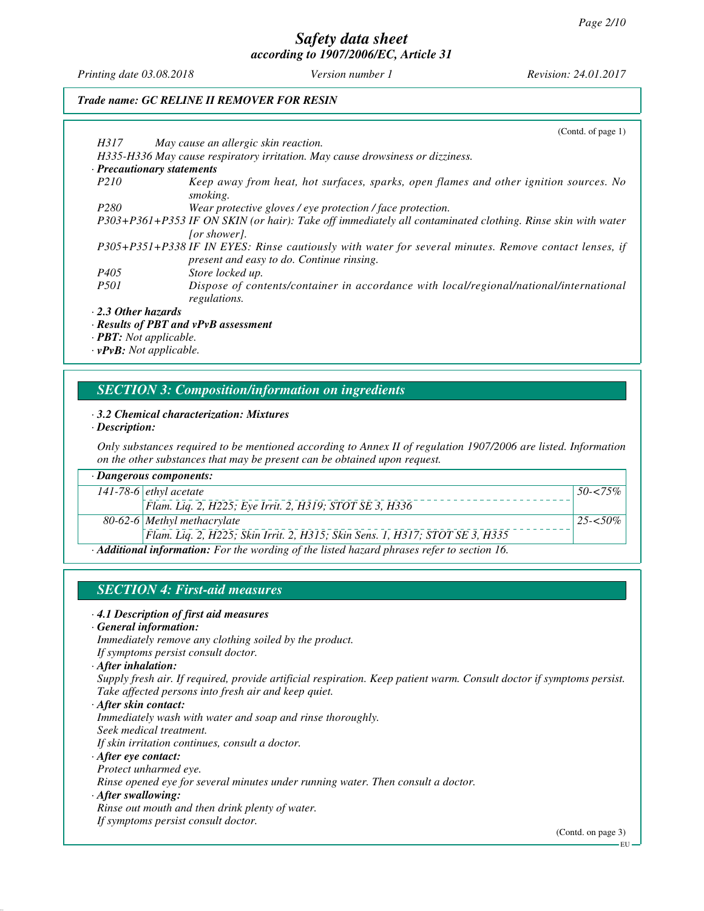(Contd. of page 1)

*H317 May cause an allergic skin reaction.*

*H335-H336 May cause respiratory irritation. May cause drowsiness or dizziness.*

· ***Precautionary statements***

*P210 Keep away from heat, hot surfaces, sparks, open flames and other ignition sources. No smoking.*

*P280 Wear protective gloves / eye protection / face protection.*

*P303+P361+P353 IF ON SKIN (or hair): Take off immediately all contaminated clothing. Rinse skin with water [or shower].*

*P305+P351+P338 IF IN EYES: Rinse cautiously with water for several minutes. Remove contact lenses, if present and easy to do. Continue rinsing.*

*P405 Store locked up.*

*P501 Dispose of contents/container in accordance with local/regional/national/international regulations.*

· ***2.3 Other hazards***

· ***Results of PBT and vPvB assessment***

· ***PBT:*** *Not applicable.*

· ***vPvB:*** *Not applicable.*

## *SECTION 3: Composition/information on ingredients*

· ***3.2 Chemical characterization: Mixtures***

· ***Description:***

*Only substances required to be mentioned according to Annex II of regulation 1907/2006 are listed. Information on the other substances that may be present can be obtained upon request.*

· ***Dangerous components:***

| | | |
|---|---|---|
| 141-78-6 | ethyl acetate | 50-<75% |
| | Flam. Liq. 2, H225; Eye Irrit. 2, H319; STOT SE 3, H336 | |
| 80-62-6 | Methyl methacrylate | 25-<50% |
| | Flam. Liq. 2, H225; Skin Irrit. 2, H315; Skin Sens. 1, H317; STOT SE 3, H335 | |

· ***Additional information:*** *For the wording of the listed hazard phrases refer to section 16.*

## *SECTION 4: First-aid measures*

· ***4.1 Description of first aid measures***

· ***General information:***

*Immediately remove any clothing soiled by the product.*
*If symptoms persist consult doctor.*

· ***After inhalation:***

*Supply fresh air. If required, provide artificial respiration. Keep patient warm. Consult doctor if symptoms persist.*
*Take affected persons into fresh air and keep quiet.*

· ***After skin contact:***

*Immediately wash with water and soap and rinse thoroughly.*
*Seek medical treatment.*
*If skin irritation continues, consult a doctor.*

· ***After eye contact:***

*Protect unharmed eye.*
*Rinse opened eye for several minutes under running water. Then consult a doctor.*

· ***After swallowing:***

*Rinse out mouth and then drink plenty of water.*
*If symptoms persist consult doctor.*

(Contd. on page 3)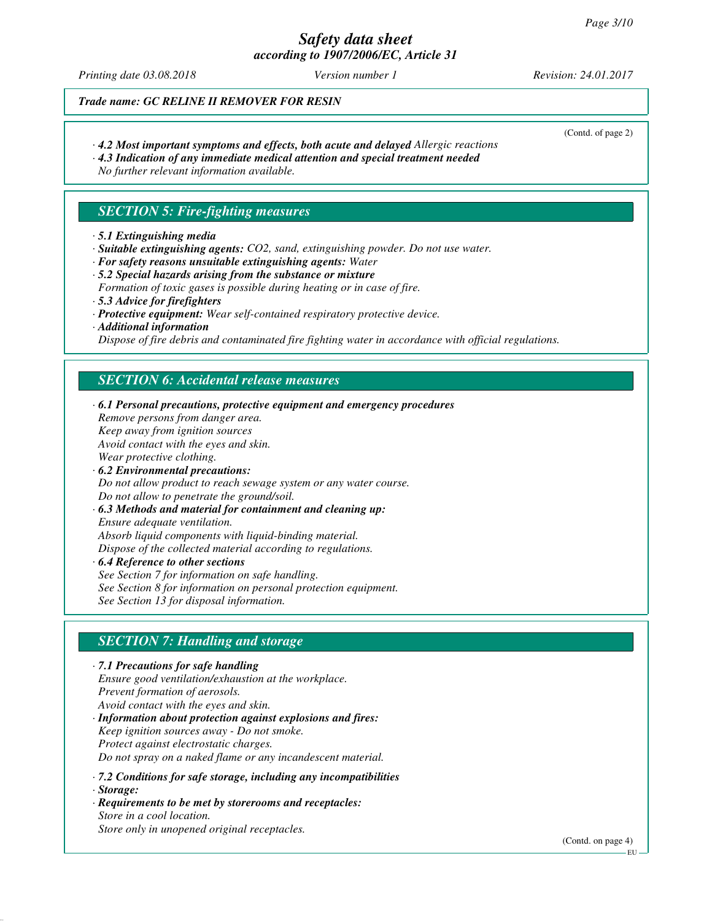*Trade name: GC RELINE II REMOVER FOR RESIN*

(Contd. of page 2)

· ***4.2 Most important symptoms and effects, both acute and delayed*** *Allergic reactions*
· ***4.3 Indication of any immediate medical attention and special treatment needed***
*No further relevant information available.*

## *SECTION 5: Fire-fighting measures*

· ***5.1 Extinguishing media***
· ***Suitable extinguishing agents:*** *$CO_2$, sand, extinguishing powder. Do not use water.*
· ***For safety reasons unsuitable extinguishing agents:*** *Water*
· ***5.2 Special hazards arising from the substance or mixture***
*Formation of toxic gases is possible during heating or in case of fire.*
· ***5.3 Advice for firefighters***
· ***Protective equipment:*** *Wear self-contained respiratory protective device.*
· ***Additional information***
*Dispose of fire debris and contaminated fire fighting water in accordance with official regulations.*

## *SECTION 6: Accidental release measures*

· ***6.1 Personal precautions, protective equipment and emergency procedures***
*Remove persons from danger area.*
*Keep away from ignition sources*
*Avoid contact with the eyes and skin.*
*Wear protective clothing.*
· ***6.2 Environmental precautions:***
*Do not allow product to reach sewage system or any water course.*
*Do not allow to penetrate the ground/soil.*
· ***6.3 Methods and material for containment and cleaning up:***
*Ensure adequate ventilation.*
*Absorb liquid components with liquid-binding material.*
*Dispose of the collected material according to regulations.*
· ***6.4 Reference to other sections***
*See Section 7 for information on safe handling.*
*See Section 8 for information on personal protection equipment.*
*See Section 13 for disposal information.*

## *SECTION 7: Handling and storage*

· ***7.1 Precautions for safe handling***
*Ensure good ventilation/exhaustion at the workplace.*
*Prevent formation of aerosols.*
*Avoid contact with the eyes and skin.*
· ***Information about protection against explosions and fires:***
*Keep ignition sources away - Do not smoke.*
*Protect against electrostatic charges.*
*Do not spray on a naked flame or any incandescent material.*

· ***7.2 Conditions for safe storage, including any incompatibilities***
· ***Storage:***
· ***Requirements to be met by storerooms and receptacles:***
*Store in a cool location.*
*Store only in unopened original receptacles.*

(Contd. on page 4)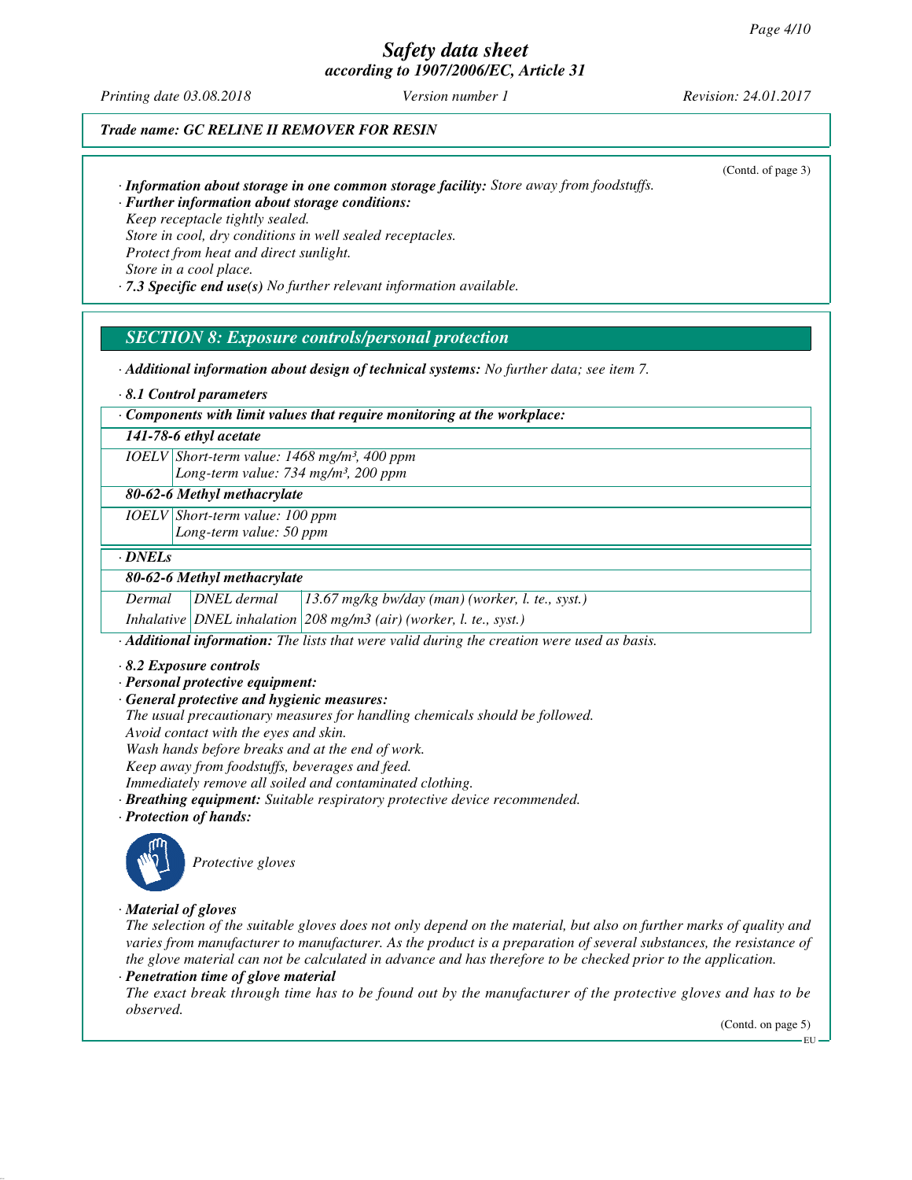# Safety data sheet
## according to 1907/2006/EC, Article 31

*Printing date 03.08.2018* *Version number 1* *Revision: 24.01.2017*

***Trade name: GC RELINE II REMOVER FOR RESIN***

(Contd. of page 3)

· ***Information about storage in one common storage facility:*** *Store away from foodstuffs.*
· ***Further information about storage conditions:***
*Keep receptacle tightly sealed.*
*Store in cool, dry conditions in well sealed receptacles.*
*Protect from heat and direct sunlight.*
*Store in a cool place.*
· ***7.3 Specific end use(s)*** *No further relevant information available.*

## SECTION 8: Exposure controls/personal protection

· ***Additional information about design of technical systems:*** *No further data; see item 7.*

· ***8.1 Control parameters***

| · Components with limit values that require monitoring at the workplace: | |
|---|---|
| **141-78-6 ethyl acetate** | |
| IOELV | Short-term value: 1468 mg/m³, 400 ppm<br>Long-term value: 734 mg/m³, 200 ppm |
| **80-62-6 Methyl methacrylate** | |
| IOELV | Short-term value: 100 ppm<br>Long-term value: 50 ppm |

| · DNELs | | |
|---|---|---|
| **80-62-6 Methyl methacrylate** | | |
| Dermal | DNEL dermal | 13.67 mg/kg bw/day (man) (worker, l. te., syst.) |
| Inhalative | DNEL inhalation | 208 mg/m3 (air) (worker, l. te., syst.) |

· ***Additional information:*** *The lists that were valid during the creation were used as basis.*

· ***8.2 Exposure controls***
· ***Personal protective equipment:***
· ***General protective and hygienic measures:***
*The usual precautionary measures for handling chemicals should be followed.*
*Avoid contact with the eyes and skin.*
*Wash hands before breaks and at the end of work.*
*Keep away from foodstuffs, beverages and feed.*
*Immediately remove all soiled and contaminated clothing.*
· ***Breathing equipment:*** *Suitable respiratory protective device recommended.*
· ***Protection of hands:***

*Protective gloves*

· ***Material of gloves***
*The selection of the suitable gloves does not only depend on the material, but also on further marks of quality and varies from manufacturer to manufacturer. As the product is a preparation of several substances, the resistance of the glove material can not be calculated in advance and has therefore to be checked prior to the application.*
· ***Penetration time of glove material***
*The exact break through time has to be found out by the manufacturer of the protective gloves and has to be observed.*

(Contd. on page 5)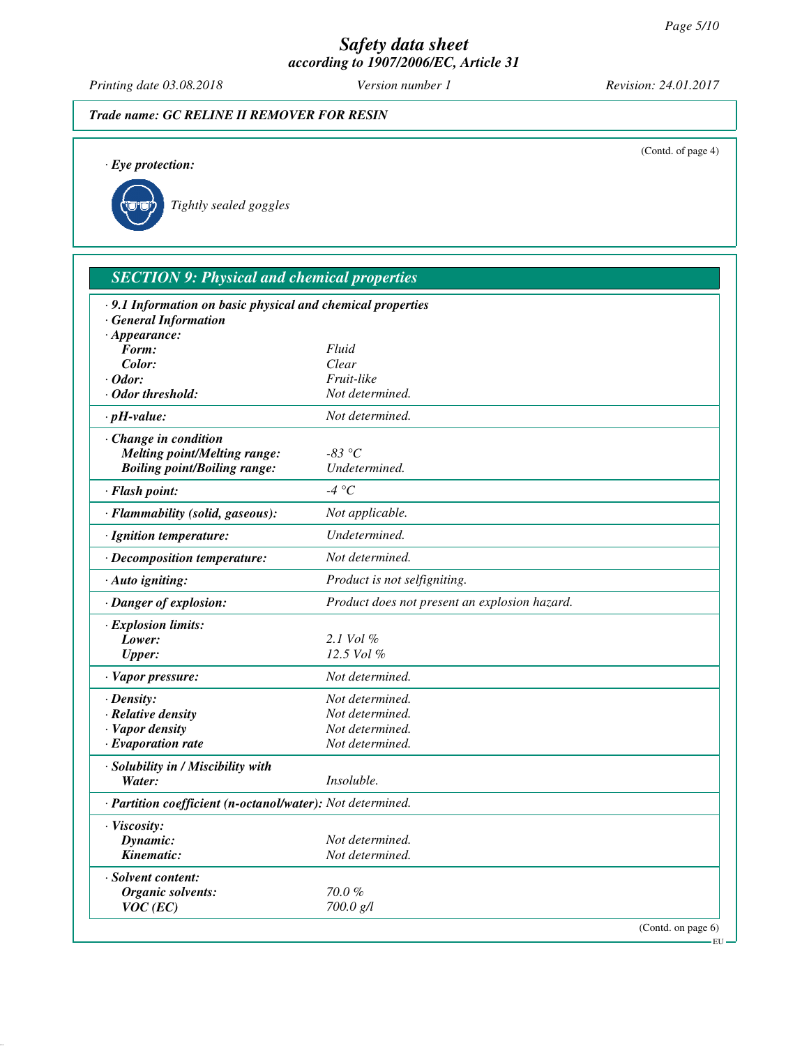**Trade name: GC RELINE II REMOVER FOR RESIN**

(Contd. of page 4)

· **Eye protection:**

Tightly sealed goggles

## SECTION 9: Physical and chemical properties

· **9.1 Information on basic physical and chemical properties**

· **General Information**

| | |
|---|---|
| · **Appearance:** | |
| **Form:** | Fluid |
| **Color:** | Clear |
| · **Odor:** | Fruit-like |
| · **Odor threshold:** | Not determined. |
| · **pH-value:** | Not determined. |
| · **Change in condition** | |
| **Melting point/Melting range:** | -83 °C |
| **Boiling point/Boiling range:** | Undetermined. |
| · **Flash point:** | -4 °C |
| · **Flammability (solid, gaseous):** | Not applicable. |
| · **Ignition temperature:** | Undetermined. |
| · **Decomposition temperature:** | Not determined. |
| · **Auto igniting:** | Product is not selfigniting. |
| · **Danger of explosion:** | Product does not present an explosion hazard. |
| · **Explosion limits:** | |
| **Lower:** | 2.1 Vol % |
| **Upper:** | 12.5 Vol % |
| · **Vapor pressure:** | Not determined. |
| · **Density:** | Not determined. |
| · **Relative density** | Not determined. |
| · **Vapor density** | Not determined. |
| · **Evaporation rate** | Not determined. |
| · **Solubility in / Miscibility with** | |
| **Water:** | Insoluble. |
| · **Partition coefficient (n-octanol/water):** | Not determined. |
| · **Viscosity:** | |
| **Dynamic:** | Not determined. |
| **Kinematic:** | Not determined. |
| · **Solvent content:** | |
| **Organic solvents:** | 70.0 % |
| **VOC (EC)** | 700.0 g/l |

(Contd. on page 6)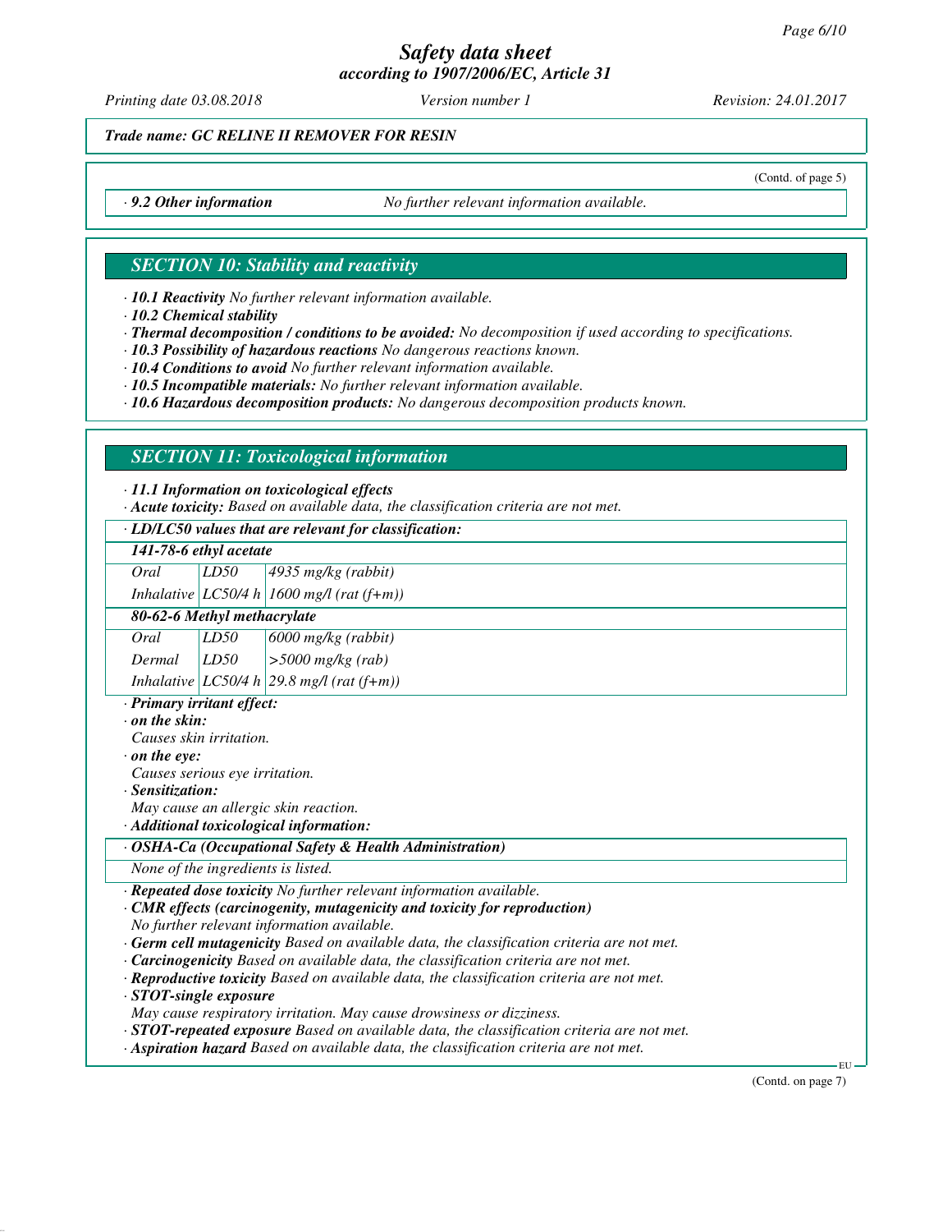*Trade name: GC RELINE II REMOVER FOR RESIN*

(Contd. of page 5)

· **9.2 Other information** No further relevant information available.

## SECTION 10: Stability and reactivity

· **10.1 Reactivity** No further relevant information available.
· **10.2 Chemical stability**
· **Thermal decomposition / conditions to be avoided:** No decomposition if used according to specifications.
· **10.3 Possibility of hazardous reactions** No dangerous reactions known.
· **10.4 Conditions to avoid** No further relevant information available.
· **10.5 Incompatible materials:** No further relevant information available.
· **10.6 Hazardous decomposition products:** No dangerous decomposition products known.

## SECTION 11: Toxicological information

· **11.1 Information on toxicological effects**
· **Acute toxicity:** Based on available data, the classification criteria are not met.

| · LD/LC50 values that are relevant for classification: | | |
|---|---|---|
| **141-78-6 ethyl acetate** | | |
| Oral | LD50 | 4935 mg/kg (rabbit) |
| Inhalative | LC50/4 h | 1600 mg/l (rat (f+m)) |
| **80-62-6 Methyl methacrylate** | | |
| Oral | LD50 | 6000 mg/kg (rabbit) |
| Dermal | LD50 | >5000 mg/kg (rab) |
| Inhalative | LC50/4 h | 29.8 mg/l (rat (f+m)) |

· **Primary irritant effect:**
· **on the skin:**
Causes skin irritation.
· **on the eye:**
Causes serious eye irritation.
· **Sensitization:**
May cause an allergic skin reaction.
· **Additional toxicological information:**

| · OSHA-Ca (Occupational Safety & Health Administration) |
|---|
| None of the ingredients is listed. |

· **Repeated dose toxicity** No further relevant information available.
· **CMR effects (carcinogenity, mutagenicity and toxicity for reproduction)**
No further relevant information available.
· **Germ cell mutagenicity** Based on available data, the classification criteria are not met.
· **Carcinogenicity** Based on available data, the classification criteria are not met.
· **Reproductive toxicity** Based on available data, the classification criteria are not met.
· **STOT-single exposure**
May cause respiratory irritation. May cause drowsiness or dizziness.
· **STOT-repeated exposure** Based on available data, the classification criteria are not met.
· **Aspiration hazard** Based on available data, the classification criteria are not met.

(Contd. on page 7)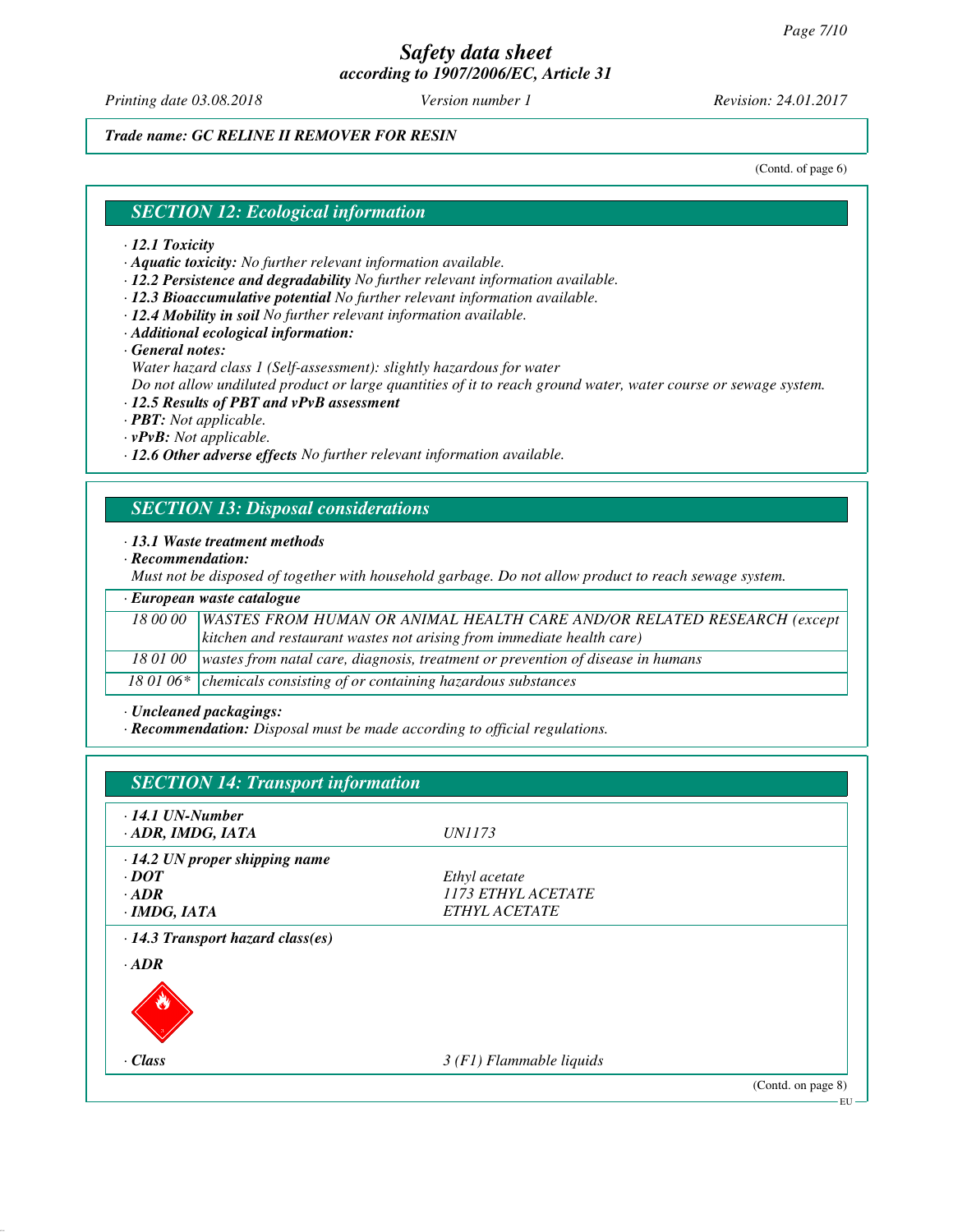*Safety data sheet*
*according to 1907/2006/EC, Article 31*

Printing date 03.08.2018 · Version number 1 · Revision: 24.01.2017

**Trade name: GC RELINE II REMOVER FOR RESIN**

(Contd. of page 6)

## SECTION 12: Ecological information

· **12.1 Toxicity**
· **Aquatic toxicity:** No further relevant information available.
· **12.2 Persistence and degradability** No further relevant information available.
· **12.3 Bioaccumulative potential** No further relevant information available.
· **12.4 Mobility in soil** No further relevant information available.
· **Additional ecological information:**
· **General notes:**
Water hazard class 1 (Self-assessment): slightly hazardous for water
Do not allow undiluted product or large quantities of it to reach ground water, water course or sewage system.
· **12.5 Results of PBT and vPvB assessment**
· **PBT:** Not applicable.
· **vPvB:** Not applicable.
· **12.6 Other adverse effects** No further relevant information available.

## SECTION 13: Disposal considerations

· **13.1 Waste treatment methods**
· **Recommendation:**
Must not be disposed of together with household garbage. Do not allow product to reach sewage system.

| · European waste catalogue | |
|---|---|
| 18 00 00 | WASTES FROM HUMAN OR ANIMAL HEALTH CARE AND/OR RELATED RESEARCH (except kitchen and restaurant wastes not arising from immediate health care) |
| 18 01 00 | wastes from natal care, diagnosis, treatment or prevention of disease in humans |
| 18 01 06* | chemicals consisting of or containing hazardous substances |

· **Uncleaned packagings:**
· **Recommendation:** Disposal must be made according to official regulations.

## SECTION 14: Transport information

| | |
|---|---|
| · **14.1 UN-Number** | |
| · **ADR, IMDG, IATA** | UN1173 |
| · **14.2 UN proper shipping name** | |
| · **DOT** | Ethyl acetate |
| · **ADR** | 1173 ETHYL ACETATE |
| · **IMDG, IATA** | ETHYL ACETATE |
| · **14.3 Transport hazard class(es)** | |
| · **ADR** | |
| · **Class** | 3 (F1) Flammable liquids |

(Contd. on page 8)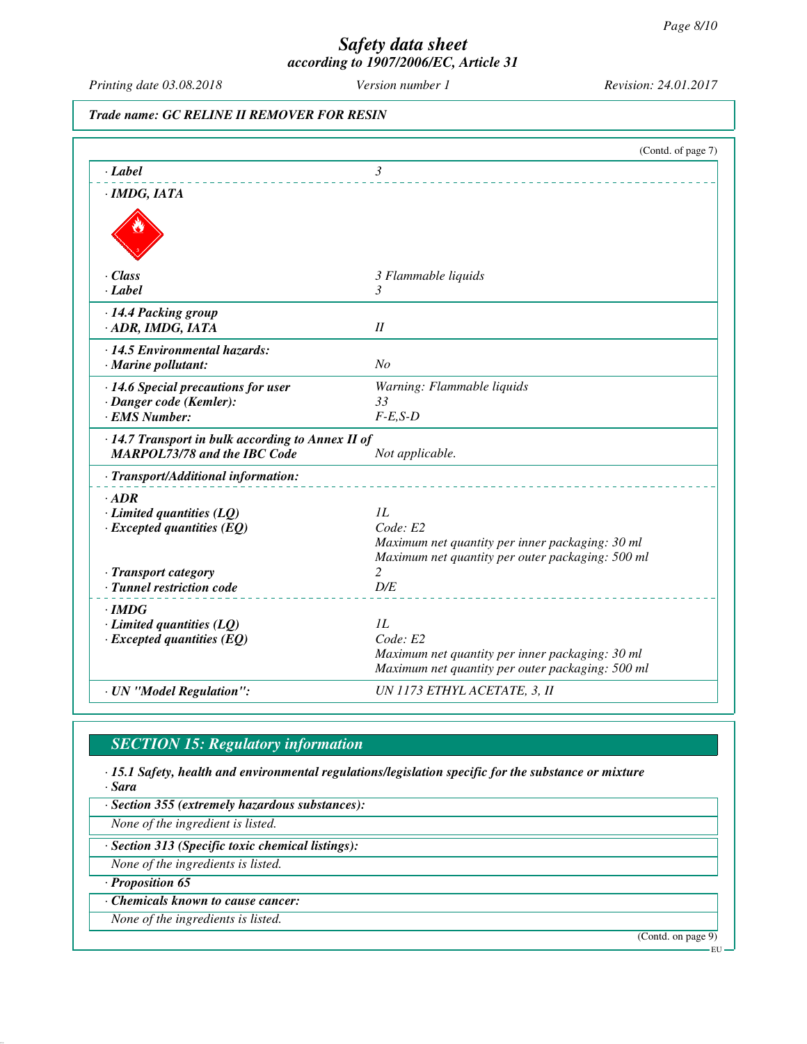*Trade name: GC RELINE II REMOVER FOR RESIN*

(Contd. of page 7)

| | |
|---|---|
| · Label | 3 |
| · IMDG, IATA | |
| · Class | 3 Flammable liquids |
| · Label | 3 |
| · 14.4 Packing group | |
| · ADR, IMDG, IATA | II |
| · 14.5 Environmental hazards: | |
| · Marine pollutant: | No |
| · 14.6 Special precautions for user | Warning: Flammable liquids |
| · Danger code (Kemler): | 33 |
| · EMS Number: | F-E,S-D |
| · 14.7 Transport in bulk according to Annex II of MARPOL73/78 and the IBC Code | Not applicable. |
| · Transport/Additional information: | |
| · ADR | |
| · Limited quantities (LQ) | 1L |
| · Excepted quantities (EQ) | Code: E2<br>Maximum net quantity per inner packaging: 30 ml<br>Maximum net quantity per outer packaging: 500 ml |
| · Transport category | 2 |
| · Tunnel restriction code | D/E |
| · IMDG | |
| · Limited quantities (LQ) | 1L |
| · Excepted quantities (EQ) | Code: E2<br>Maximum net quantity per inner packaging: 30 ml<br>Maximum net quantity per outer packaging: 500 ml |
| · UN "Model Regulation": | UN 1173 ETHYL ACETATE, 3, II |

## SECTION 15: Regulatory information

· **15.1 Safety, health and environmental regulations/legislation specific for the substance or mixture**

· **Sara**

· **Section 355 (extremely hazardous substances):**

None of the ingredient is listed.

· **Section 313 (Specific toxic chemical listings):**

None of the ingredients is listed.

· **Proposition 65**

· **Chemicals known to cause cancer:**

None of the ingredients is listed.

(Contd. on page 9)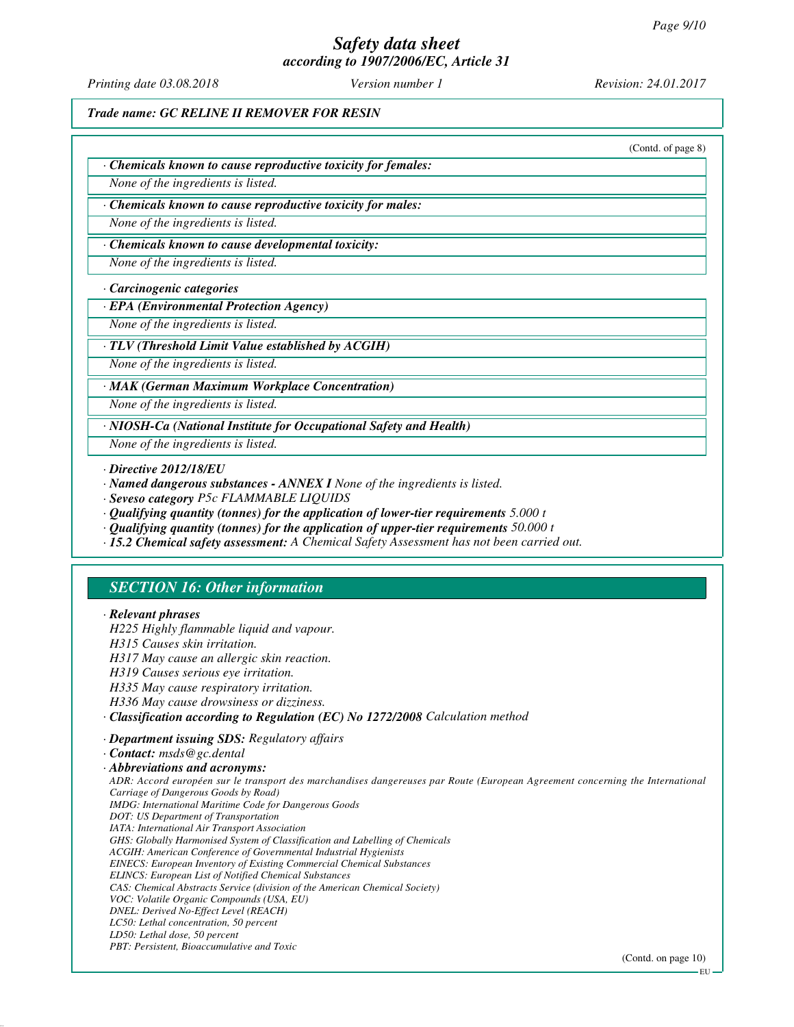*Trade name: GC RELINE II REMOVER FOR RESIN*

(Contd. of page 8)

· **Chemicals known to cause reproductive toxicity for females:**

None of the ingredients is listed.

· **Chemicals known to cause reproductive toxicity for males:**

None of the ingredients is listed.

· **Chemicals known to cause developmental toxicity:**

None of the ingredients is listed.

· **Carcinogenic categories**

· **EPA (Environmental Protection Agency)**

None of the ingredients is listed.

· **TLV (Threshold Limit Value established by ACGIH)**

None of the ingredients is listed.

· **MAK (German Maximum Workplace Concentration)**

None of the ingredients is listed.

· **NIOSH-Ca (National Institute for Occupational Safety and Health)**

None of the ingredients is listed.

· **Directive 2012/18/EU**

· **Named dangerous substances - ANNEX I** None of the ingredients is listed.

· **Seveso category** P5c FLAMMABLE LIQUIDS

· **Qualifying quantity (tonnes) for the application of lower-tier requirements** 5.000 t

· **Qualifying quantity (tonnes) for the application of upper-tier requirements** 50.000 t

· **15.2 Chemical safety assessment:** A Chemical Safety Assessment has not been carried out.

## SECTION 16: Other information

· **Relevant phrases**

H225 Highly flammable liquid and vapour.
H315 Causes skin irritation.
H317 May cause an allergic skin reaction.
H319 Causes serious eye irritation.
H335 May cause respiratory irritation.
H336 May cause drowsiness or dizziness.

· **Classification according to Regulation (EC) No 1272/2008** Calculation method

· **Department issuing SDS:** Regulatory affairs

· **Contact:** msds@gc.dental

· **Abbreviations and acronyms:**

ADR: Accord européen sur le transport des marchandises dangereuses par Route (European Agreement concerning the International Carriage of Dangerous Goods by Road)
IMDG: International Maritime Code for Dangerous Goods
DOT: US Department of Transportation
IATA: International Air Transport Association
GHS: Globally Harmonised System of Classification and Labelling of Chemicals
ACGIH: American Conference of Governmental Industrial Hygienists
EINECS: European Inventory of Existing Commercial Chemical Substances
ELINCS: European List of Notified Chemical Substances
CAS: Chemical Abstracts Service (division of the American Chemical Society)
VOC: Volatile Organic Compounds (USA, EU)
DNEL: Derived No-Effect Level (REACH)
LC50: Lethal concentration, 50 percent
LD50: Lethal dose, 50 percent
PBT: Persistent, Bioaccumulative and Toxic

(Contd. on page 10)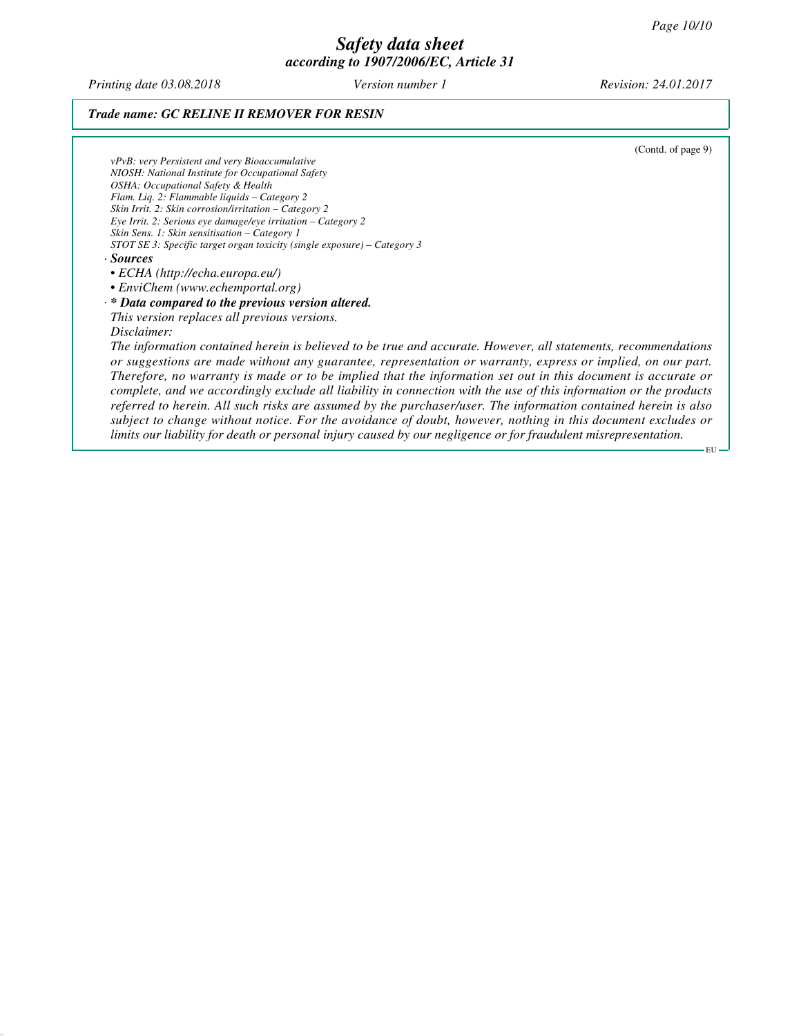(Contd. of page 9)

*vPvB: very Persistent and very Bioaccumulative*
*NIOSH: National Institute for Occupational Safety*
*OSHA: Occupational Safety & Health*
*Flam. Liq. 2: Flammable liquids – Category 2*
*Skin Irrit. 2: Skin corrosion/irritation – Category 2*
*Eye Irrit. 2: Serious eye damage/eye irritation – Category 2*
*Skin Sens. 1: Skin sensitisation – Category 1*
*STOT SE 3: Specific target organ toxicity (single exposure) – Category 3*

· ***Sources***

- *ECHA (http://echa.europa.eu/)*
- *EnviChem (www.echemportal.org)*

· ***\* Data compared to the previous version altered.***

*This version replaces all previous versions.*

*Disclaimer:*

*The information contained herein is believed to be true and accurate. However, all statements, recommendations or suggestions are made without any guarantee, representation or warranty, express or implied, on our part. Therefore, no warranty is made or to be implied that the information set out in this document is accurate or complete, and we accordingly exclude all liability in connection with the use of this information or the products referred to herein. All such risks are assumed by the purchaser/user. The information contained herein is also subject to change without notice. For the avoidance of doubt, however, nothing in this document excludes or limits our liability for death or personal injury caused by our negligence or for fraudulent misrepresentation.*

EU